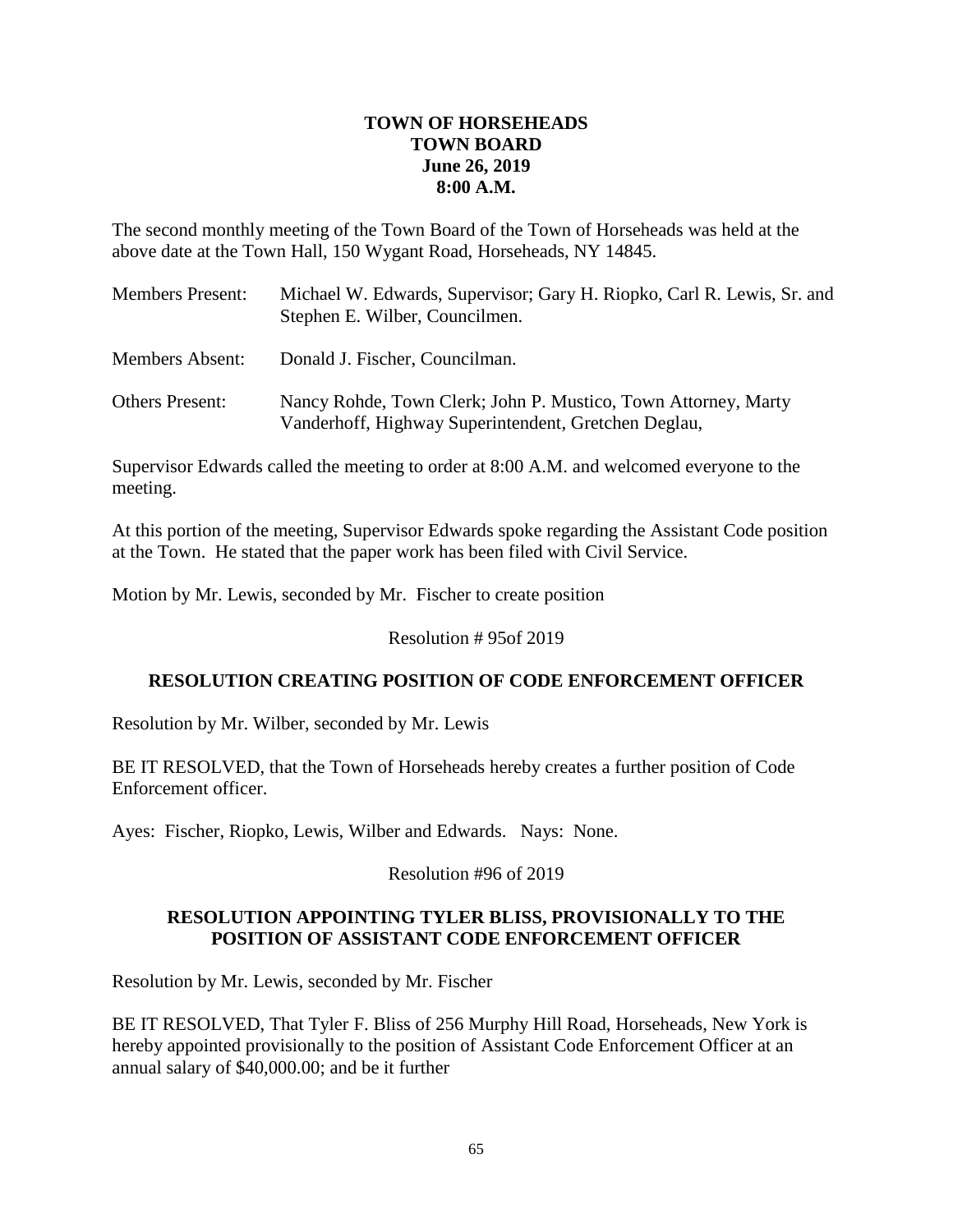**TOWN OF HORSEHEADS**
**TOWN BOARD**
**June 26, 2019**
**8:00 A.M.**

The second monthly meeting of the Town Board of the Town of Horseheads was held at the above date at the Town Hall, 150 Wygant Road, Horseheads, NY 14845.

Members Present: Michael W. Edwards, Supervisor; Gary H. Riopko, Carl R. Lewis, Sr. and Stephen E. Wilber, Councilmen.

Members Absent: Donald J. Fischer, Councilman.

Others Present: Nancy Rohde, Town Clerk; John P. Mustico, Town Attorney, Marty Vanderhoff, Highway Superintendent, Gretchen Deglau,

Supervisor Edwards called the meeting to order at 8:00 A.M. and welcomed everyone to the meeting.

At this portion of the meeting, Supervisor Edwards spoke regarding the Assistant Code position at the Town. He stated that the paper work has been filed with Civil Service.

Motion by Mr. Lewis, seconded by Mr. Fischer to create position

Resolution # 95of 2019

**RESOLUTION CREATING POSITION OF CODE ENFORCEMENT OFFICER**

Resolution by Mr. Wilber, seconded by Mr. Lewis

BE IT RESOLVED, that the Town of Horseheads hereby creates a further position of Code Enforcement officer.

Ayes: Fischer, Riopko, Lewis, Wilber and Edwards. Nays: None.

Resolution #96 of 2019

**RESOLUTION APPOINTING TYLER BLISS, PROVISIONALLY TO THE POSITION OF ASSISTANT CODE ENFORCEMENT OFFICER**

Resolution by Mr. Lewis, seconded by Mr. Fischer

BE IT RESOLVED, That Tyler F. Bliss of 256 Murphy Hill Road, Horseheads, New York is hereby appointed provisionally to the position of Assistant Code Enforcement Officer at an annual salary of $40,000.00; and be it further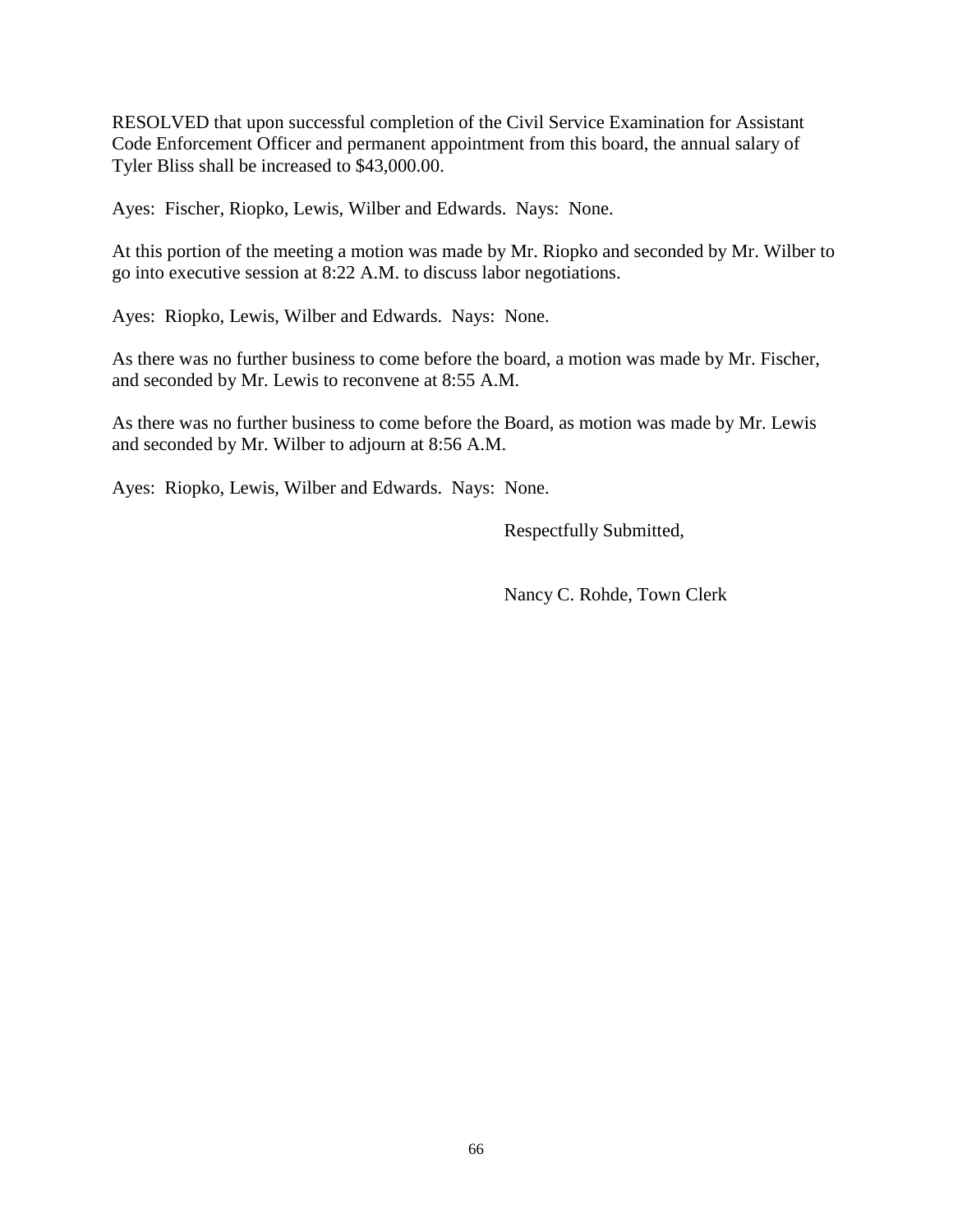RESOLVED that upon successful completion of the Civil Service Examination for Assistant Code Enforcement Officer and permanent appointment from this board, the annual salary of Tyler Bliss shall be increased to $43,000.00.

Ayes: Fischer, Riopko, Lewis, Wilber and Edwards. Nays: None.

At this portion of the meeting a motion was made by Mr. Riopko and seconded by Mr. Wilber to go into executive session at 8:22 A.M. to discuss labor negotiations.

Ayes: Riopko, Lewis, Wilber and Edwards. Nays: None.

As there was no further business to come before the board, a motion was made by Mr. Fischer, and seconded by Mr. Lewis to reconvene at 8:55 A.M.

As there was no further business to come before the Board, as motion was made by Mr. Lewis and seconded by Mr. Wilber to adjourn at 8:56 A.M.

Ayes: Riopko, Lewis, Wilber and Edwards. Nays: None.

Respectfully Submitted,

Nancy C. Rohde, Town Clerk